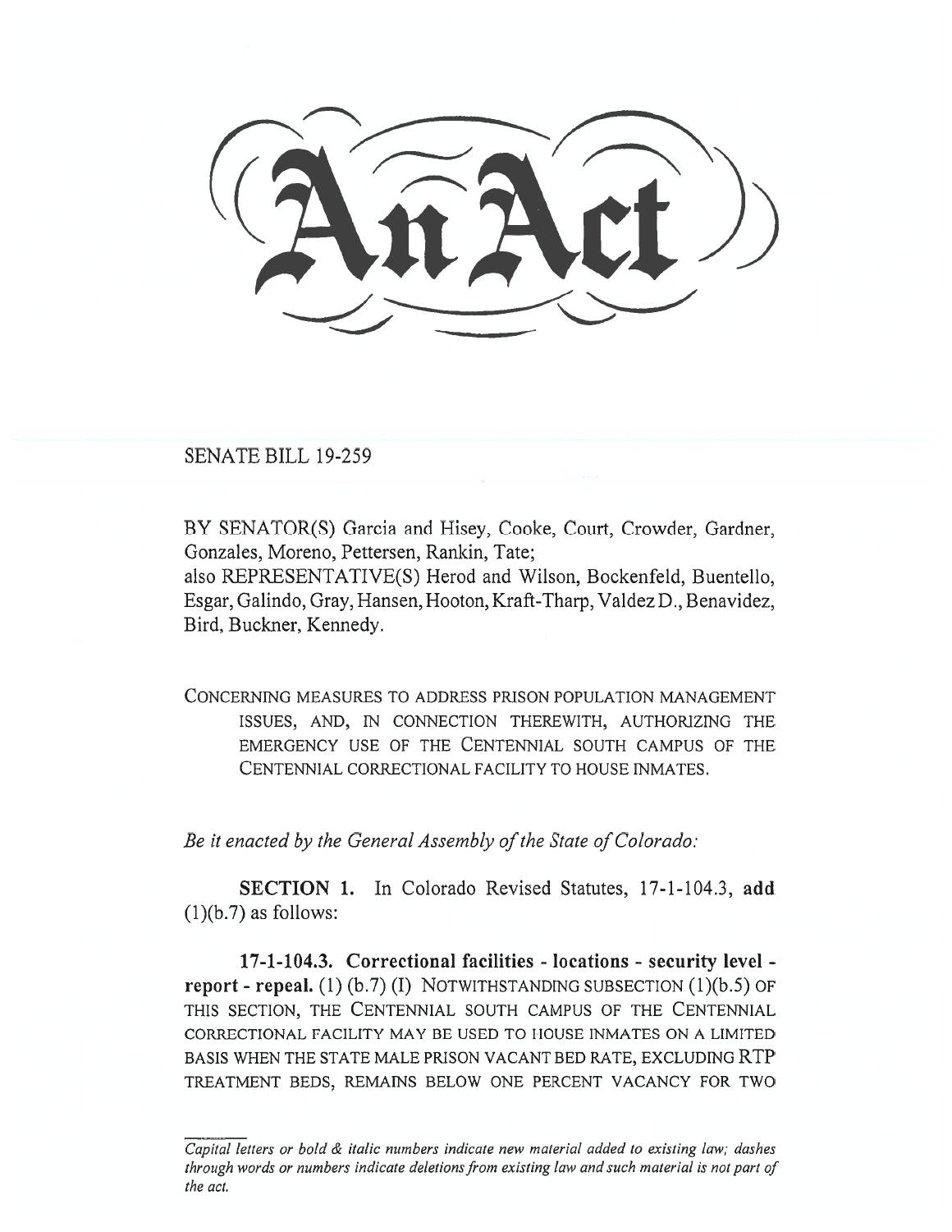# An Act

SENATE BILL 19-259

BY SENATOR(S) Garcia and Hisey, Cooke, Court, Crowder, Gardner, Gonzales, Moreno, Pettersen, Rankin, Tate;
also REPRESENTATIVE(S) Herod and Wilson, Bockenfeld, Buentello, Esgar, Galindo, Gray, Hansen, Hooton, Kraft-Tharp, Valdez D., Benavidez, Bird, Buckner, Kennedy.

CONCERNING MEASURES TO ADDRESS PRISON POPULATION MANAGEMENT ISSUES, AND, IN CONNECTION THEREWITH, AUTHORIZING THE EMERGENCY USE OF THE CENTENNIAL SOUTH CAMPUS OF THE CENTENNIAL CORRECTIONAL FACILITY TO HOUSE INMATES.

*Be it enacted by the General Assembly of the State of Colorado:*

**SECTION 1.** In Colorado Revised Statutes, 17-1-104.3, **add** (1)(b.7) as follows:

**17-1-104.3. Correctional facilities - locations - security level - report - repeal.** (1) (b.7) (I) NOTWITHSTANDING SUBSECTION (1)(b.5) OF THIS SECTION, THE CENTENNIAL SOUTH CAMPUS OF THE CENTENNIAL CORRECTIONAL FACILITY MAY BE USED TO HOUSE INMATES ON A LIMITED BASIS WHEN THE STATE MALE PRISON VACANT BED RATE, EXCLUDING RTP TREATMENT BEDS, REMAINS BELOW ONE PERCENT VACANCY FOR TWO

*Capital letters or bold & italic numbers indicate new material added to existing law; dashes through words or numbers indicate deletions from existing law and such material is not part of the act.*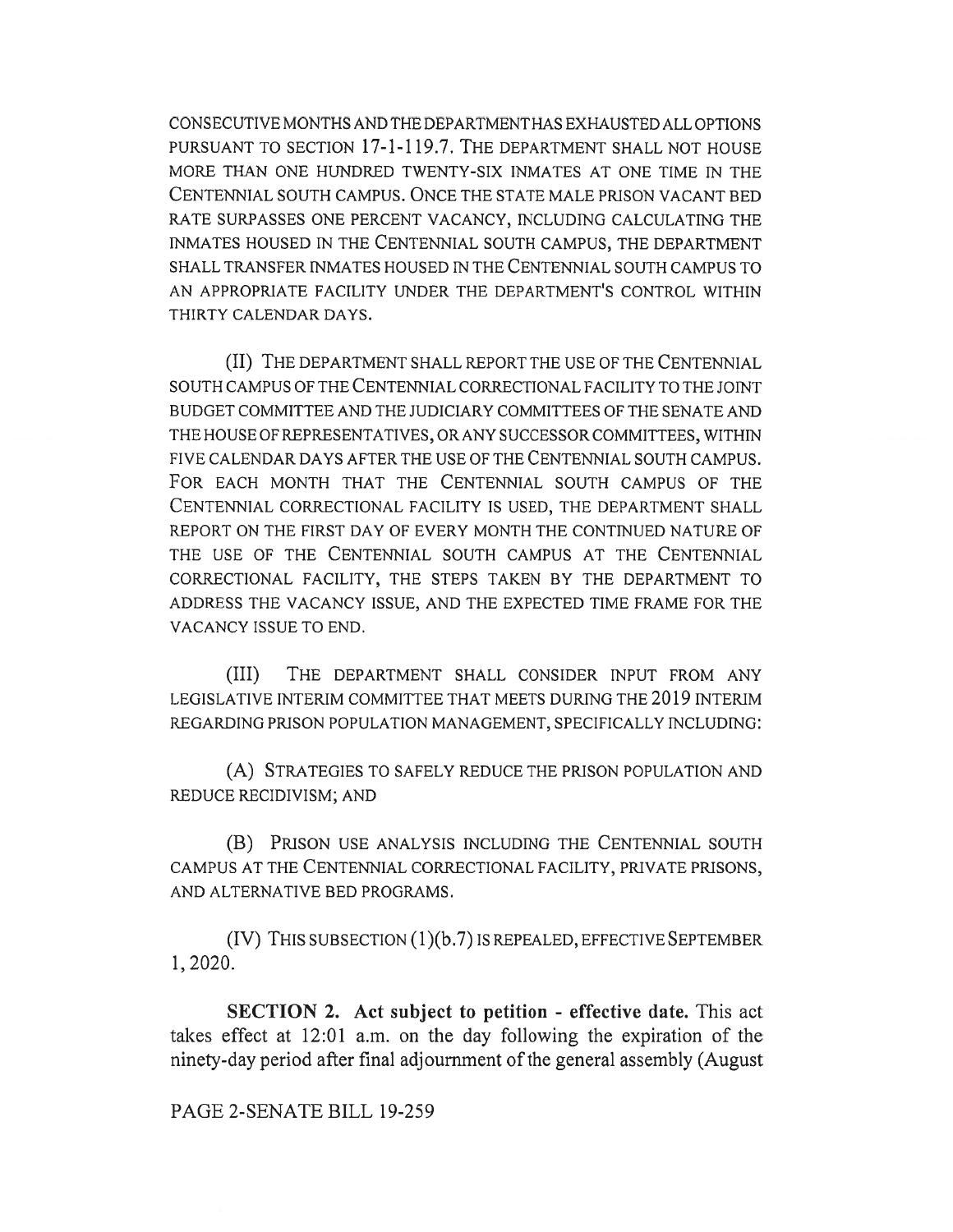CONSECUTIVE MONTHS AND THE DEPARTMENT HAS EXHAUSTED ALL OPTIONS PURSUANT TO SECTION 17-1-119.7. THE DEPARTMENT SHALL NOT HOUSE MORE THAN ONE HUNDRED TWENTY-SIX INMATES AT ONE TIME IN THE CENTENNIAL SOUTH CAMPUS. ONCE THE STATE MALE PRISON VACANT BED RATE SURPASSES ONE PERCENT VACANCY, INCLUDING CALCULATING THE INMATES HOUSED IN THE CENTENNIAL SOUTH CAMPUS, THE DEPARTMENT SHALL TRANSFER INMATES HOUSED IN THE CENTENNIAL SOUTH CAMPUS TO AN APPROPRIATE FACILITY UNDER THE DEPARTMENT'S CONTROL WITHIN THIRTY CALENDAR DAYS.

(II) THE DEPARTMENT SHALL REPORT THE USE OF THE CENTENNIAL SOUTH CAMPUS OF THE CENTENNIAL CORRECTIONAL FACILITY TO THE JOINT BUDGET COMMITTEE AND THE JUDICIARY COMMITTEES OF THE SENATE AND THE HOUSE OF REPRESENTATIVES, OR ANY SUCCESSOR COMMITTEES, WITHIN FIVE CALENDAR DAYS AFTER THE USE OF THE CENTENNIAL SOUTH CAMPUS. FOR EACH MONTH THAT THE CENTENNIAL SOUTH CAMPUS OF THE CENTENNIAL CORRECTIONAL FACILITY IS USED, THE DEPARTMENT SHALL REPORT ON THE FIRST DAY OF EVERY MONTH THE CONTINUED NATURE OF THE USE OF THE CENTENNIAL SOUTH CAMPUS AT THE CENTENNIAL CORRECTIONAL FACILITY, THE STEPS TAKEN BY THE DEPARTMENT TO ADDRESS THE VACANCY ISSUE, AND THE EXPECTED TIME FRAME FOR THE VACANCY ISSUE TO END.

(III) THE DEPARTMENT SHALL CONSIDER INPUT FROM ANY LEGISLATIVE INTERIM COMMITTEE THAT MEETS DURING THE 2019 INTERIM REGARDING PRISON POPULATION MANAGEMENT, SPECIFICALLY INCLUDING:

(A) STRATEGIES TO SAFELY REDUCE THE PRISON POPULATION AND REDUCE RECIDIVISM; AND

(B) PRISON USE ANALYSIS INCLUDING THE CENTENNIAL SOUTH CAMPUS AT THE CENTENNIAL CORRECTIONAL FACILITY, PRIVATE PRISONS, AND ALTERNATIVE BED PROGRAMS.

(IV) THIS SUBSECTION (1)(b.7) IS REPEALED, EFFECTIVE SEPTEMBER 1, 2020.

**SECTION 2. Act subject to petition - effective date.** This act takes effect at 12:01 a.m. on the day following the expiration of the ninety-day period after final adjournment of the general assembly (August

PAGE 2-SENATE BILL 19-259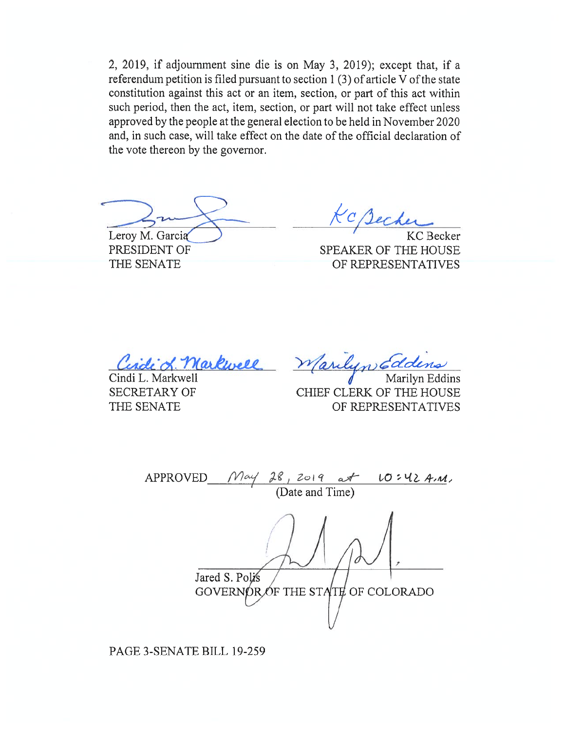2, 2019, if adjournment sine die is on May 3, 2019); except that, if a referendum petition is filed pursuant to section 1 (3) of article V of the state constitution against this act or an item, section, or part of this act within such period, then the act, item, section, or part will not take effect unless approved by the people at the general election to be held in November 2020 and, in such case, will take effect on the date of the official declaration of the vote thereon by the governor.

Leroy M. Garcia
PRESIDENT OF
THE SENATE

KC Becker
SPEAKER OF THE HOUSE
OF REPRESENTATIVES

Cindi L. Markwell
SECRETARY OF
THE SENATE

Marilyn Eddins
CHIEF CLERK OF THE HOUSE
OF REPRESENTATIVES

APPROVED May 28, 2019 at 10:42 A.M.
(Date and Time)

Jared S. Polis
GOVERNOR OF THE STATE OF COLORADO

PAGE 3-SENATE BILL 19-259